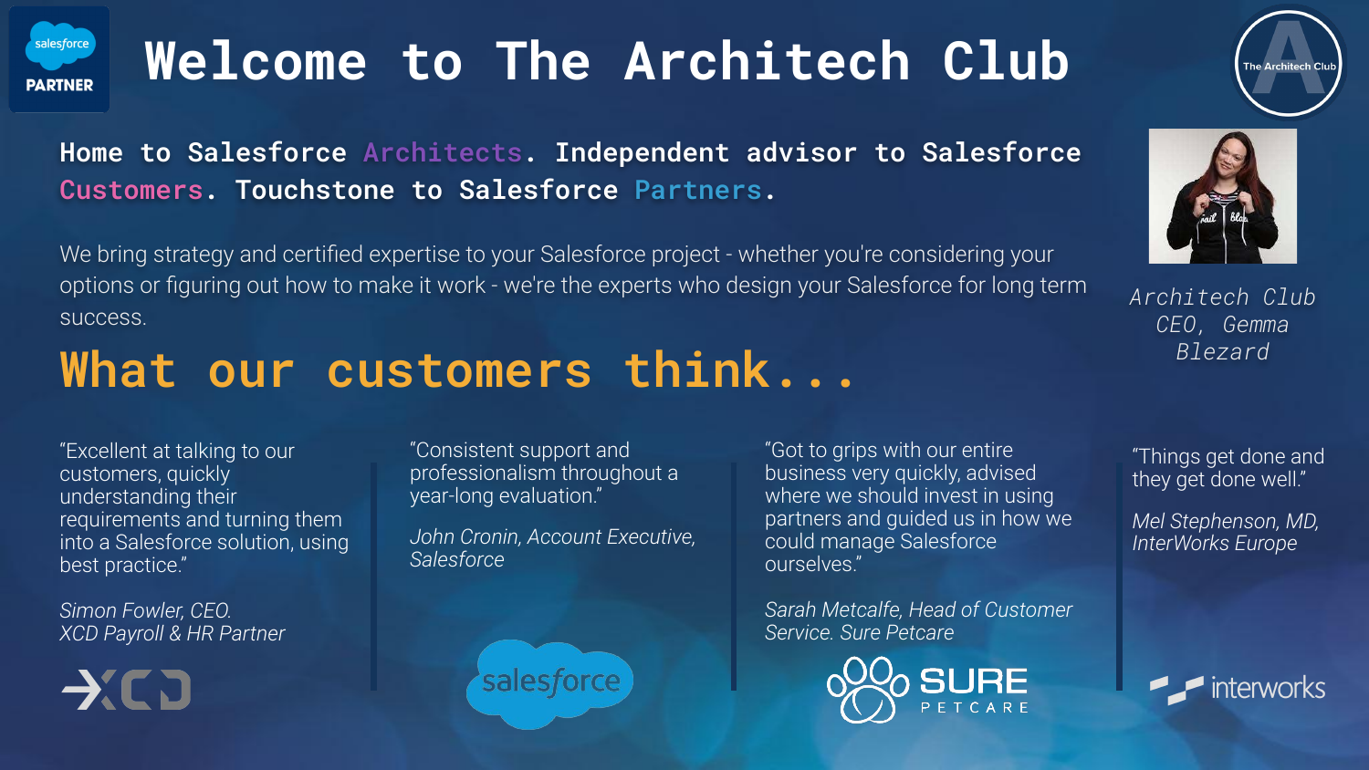# Welcome to The Architech Club

**Home to Salesforce Architects. Independent advisor to Salesforce Customers. Touchstone to Salesforce Partners.**

We bring strategy and certified expertise to your Salesforce project - whether you're considering your options or figuring out how to make it work - we're the experts who design your Salesforce for long term success.

*Architech Club CEO, Gemma Blezard*

## What our customers think...

"Excellent at talking to our customers, quickly understanding their requirements and turning them into a Salesforce solution, using best practice."

*Simon Fowler, CEO. XCD Payroll & HR Partner*

"Consistent support and professionalism throughout a year-long evaluation."

*John Cronin, Account Executive, Salesforce*

"Got to grips with our entire business very quickly, advised where we should invest in using partners and guided us in how we could manage Salesforce ourselves."

*Sarah Metcalfe, Head of Customer Service. Sure Petcare*

"Things get done and they get done well."

*Mel Stephenson, MD, InterWorks Europe*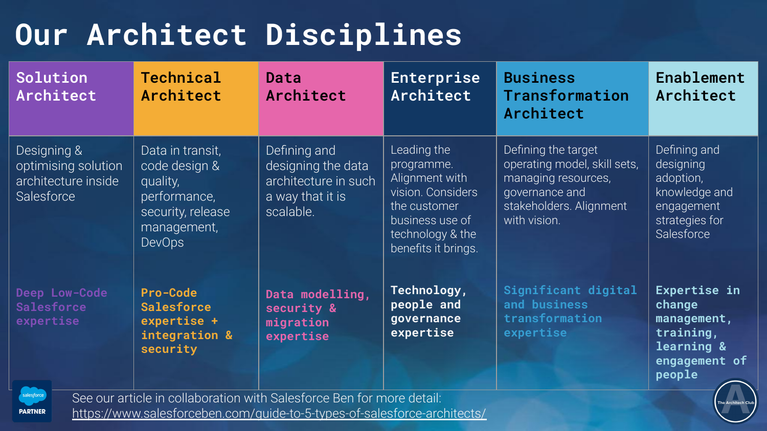# Our Architect Disciplines

| Solution Architect | Technical Architect | Data Architect | Enterprise Architect | Business Transformation Architect | Enablement Architect |
| --- | --- | --- | --- | --- | --- |
| Designing & optimising solution architecture inside Salesforce | Data in transit, code design & quality, performance, security, release management, DevOps | Defining and designing the data architecture in such a way that it is scalable. | Leading the programme. Alignment with vision. Considers the customer business use of technology & the benefits it brings. | Defining the target operating model, skill sets, managing resources, governance and stakeholders. Alignment with vision. | Defining and designing adoption, knowledge and engagement strategies for Salesforce |
| **Deep Low-Code Salesforce expertise** | **Pro-Code Salesforce expertise + integration & security** | **Data modelling, security & migration expertise** | **Technology, people and governance expertise** | **Significant digital and business transformation expertise** | **Expertise in change management, training, learning & engagement of people** |

See our article in collaboration with Salesforce Ben for more detail: https://www.salesforceben.com/guide-to-5-types-of-salesforce-architects/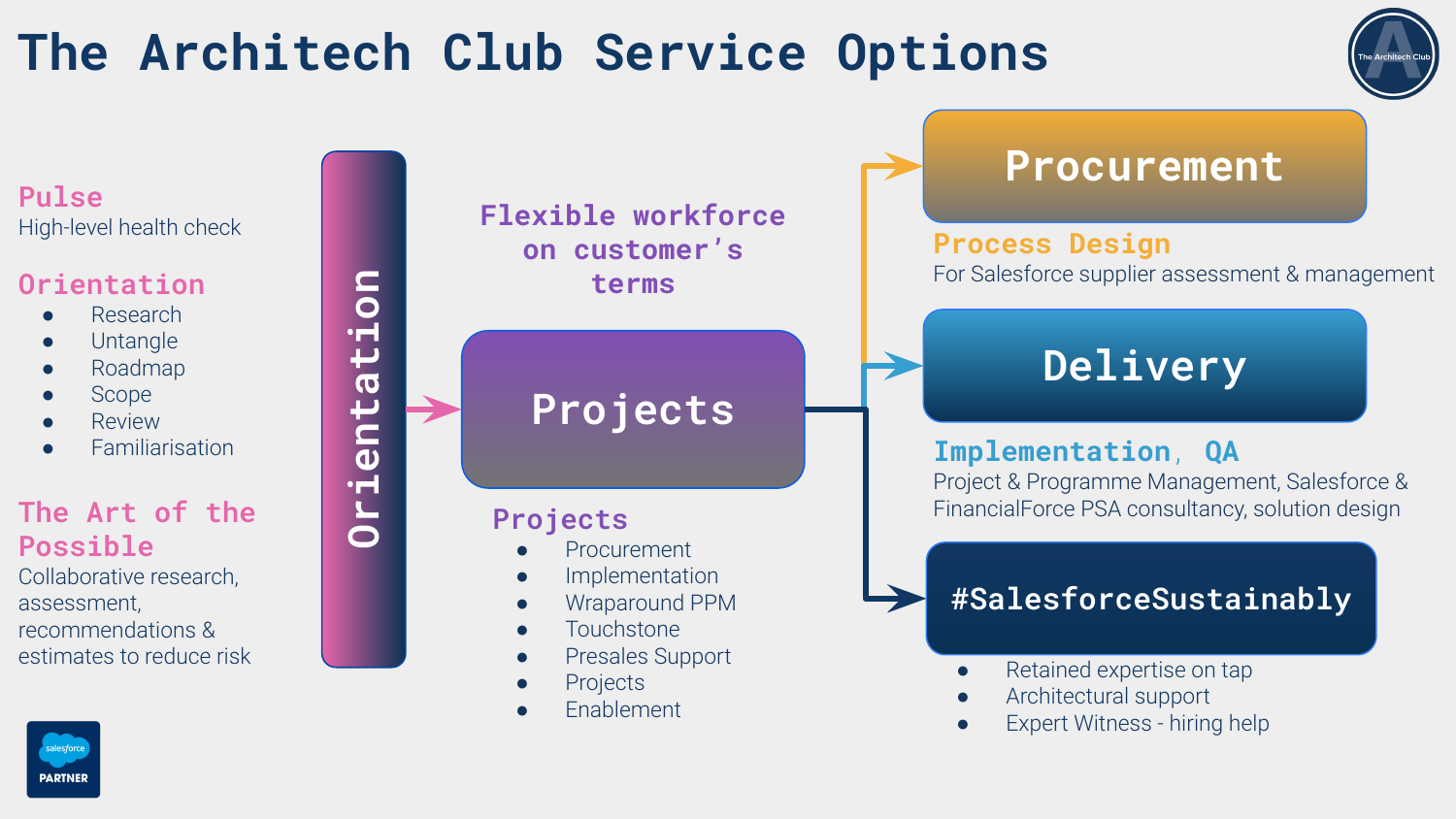# The Architech Club Service Options

## Pulse

High-level health check

## Orientation

- Research
- Untangle
- Roadmap
- Scope
- Review
- Familiarisation

## The Art of the Possible

Collaborative research, assessment, recommendations & estimates to reduce risk

**Orientation**

**Flexible workforce on customer's terms**

**Projects**

## Projects

- Procurement
- Implementation
- Wraparound PPM
- Touchstone
- Presales Support
- Projects
- Enablement

**Procurement**

## Process Design

For Salesforce supplier assessment & management

**Delivery**

## Implementation, QA

Project & Programme Management, Salesforce & FinancialForce PSA consultancy, solution design

**#SalesforceSustainably**

- Retained expertise on tap
- Architectural support
- Expert Witness - hiring help

salesforce PARTNER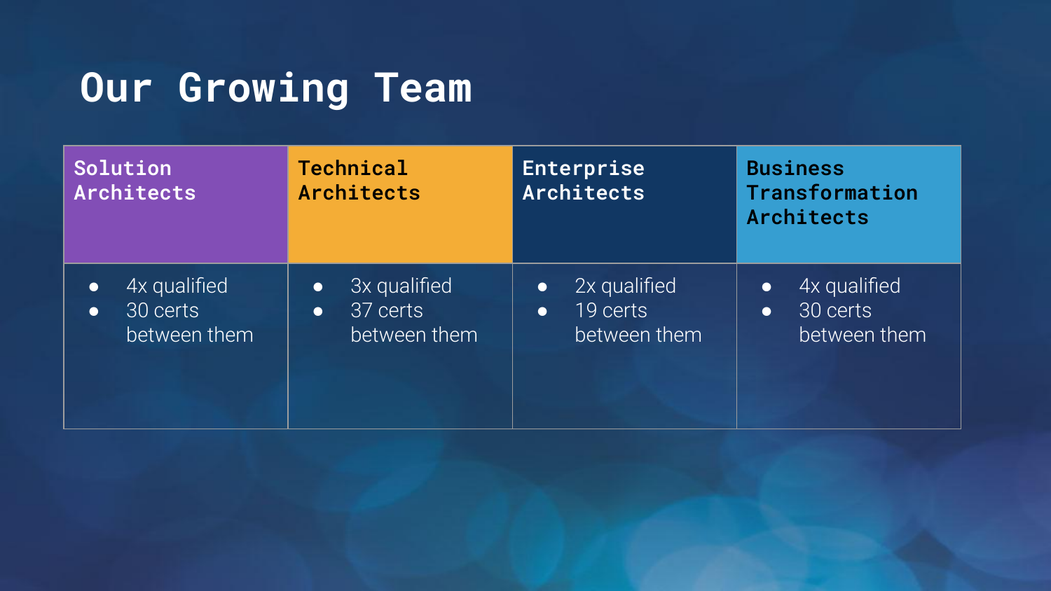# Our Growing Team

| Solution Architects | Technical Architects | Enterprise Architects | Business Transformation Architects |
| --- | --- | --- | --- |
| • 4x qualified<br>• 30 certs between them | • 3x qualified<br>• 37 certs between them | • 2x qualified<br>• 19 certs between them | • 4x qualified<br>• 30 certs between them |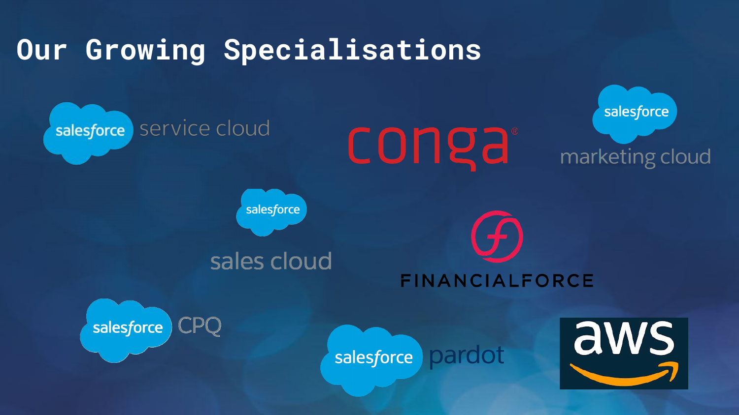# Our Growing Specialisations

salesforce service cloud

conga

salesforce marketing cloud

salesforce sales cloud

FINANCIALFORCE

salesforce CPQ

salesforce pardot

aws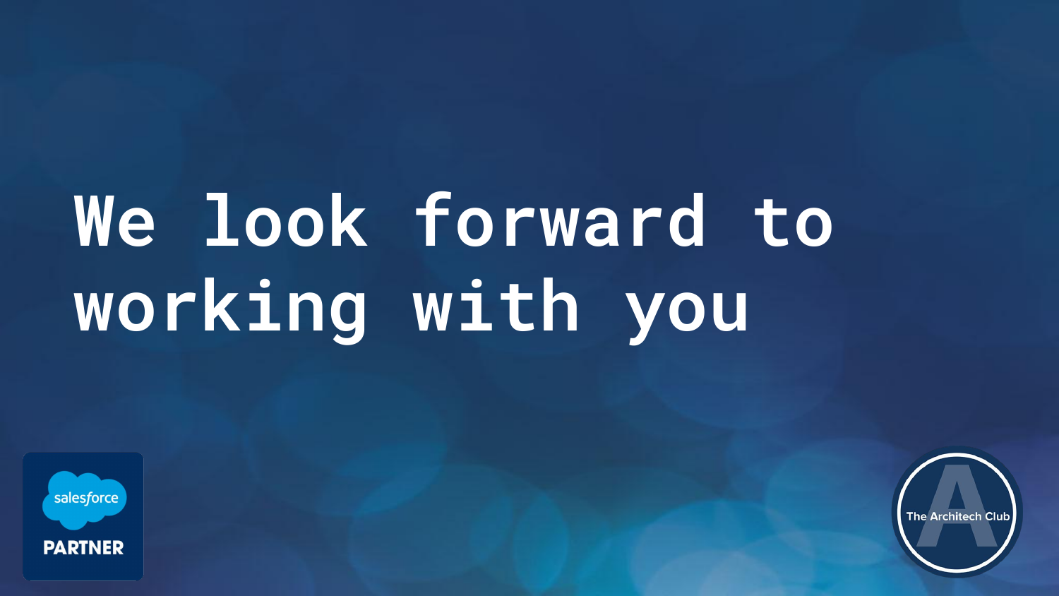# We look forward to working with you

salesforce

PARTNER

The Architech Club